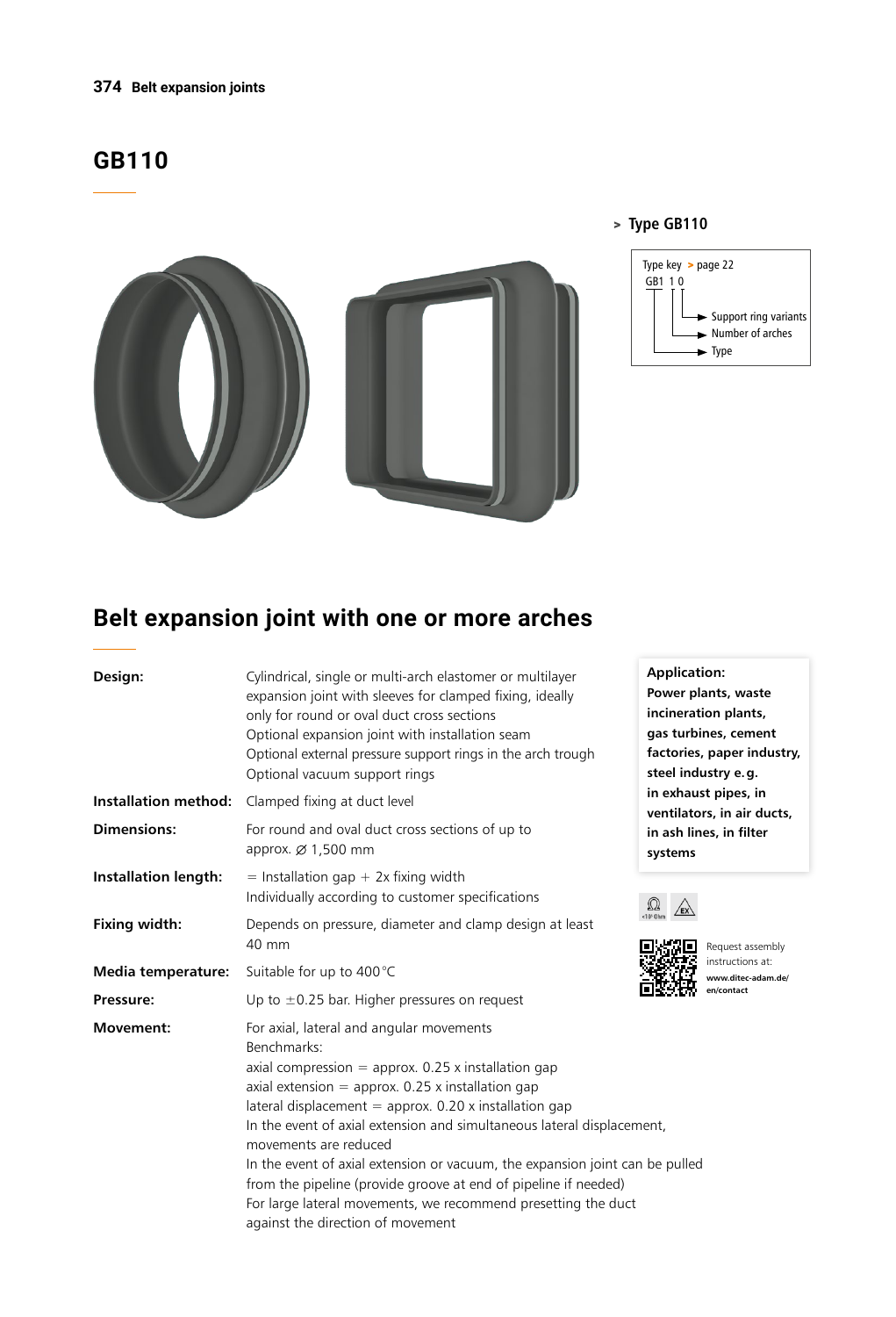# GB110

> **Type GB110**

Type key > page 22

GB1 1 0

- Support ring variants
- Number of arches
- Type

## Belt expansion joint with one or more arches

| | |
|---|---|
| **Design:** | Cylindrical, single or multi-arch elastomer or multilayer expansion joint with sleeves for clamped fixing, ideally only for round or oval duct cross sections<br>Optional expansion joint with installation seam<br>Optional external pressure support rings in the arch trough<br>Optional vacuum support rings |
| **Installation method:** | Clamped fixing at duct level |
| **Dimensions:** | For round and oval duct cross sections of up to approx. Ø 1,500 mm |
| **Installation length:** | = Installation gap + 2x fixing width<br>Individually according to customer specifications |
| **Fixing width:** | Depends on pressure, diameter and clamp design at least 40 mm |
| **Media temperature:** | Suitable for up to 400 °C |
| **Pressure:** | Up to ±0.25 bar. Higher pressures on request |
| **Movement:** | For axial, lateral and angular movements<br>Benchmarks:<br>axial compression = approx. 0.25 x installation gap<br>axial extension = approx. 0.25 x installation gap<br>lateral displacement = approx. 0.20 x installation gap<br>In the event of axial extension and simultaneous lateral displacement, movements are reduced<br>In the event of axial extension or vacuum, the expansion joint can be pulled from the pipeline (provide groove at end of pipeline if needed)<br>For large lateral movements, we recommend presetting the duct against the direction of movement |

**Application:**
**Power plants, waste incineration plants, gas turbines, cement factories, paper industry, steel industry e. g. in exhaust pipes, in ventilators, in air ducts, in ash lines, in filter systems**

<10⁶ Ohm EX

Request assembly instructions at:
**www.ditec-adam.de/en/contact**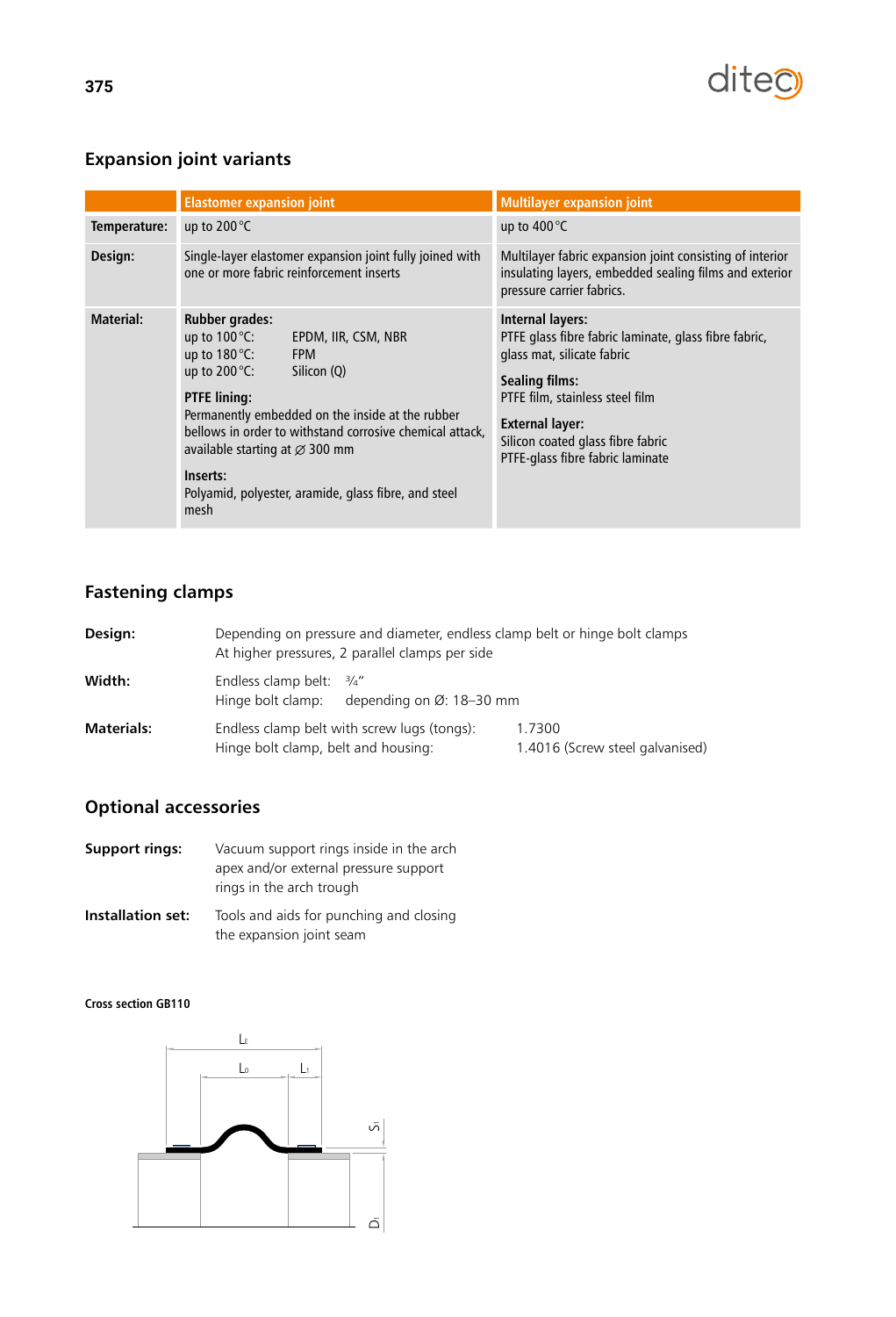## Expansion joint variants

| | Elastomer expansion joint | Multilayer expansion joint |
|---|---|---|
| **Temperature:** | up to 200 °C | up to 400 °C |
| **Design:** | Single-layer elastomer expansion joint fully joined with one or more fabric reinforcement inserts | Multilayer fabric expansion joint consisting of interior insulating layers, embedded sealing films and exterior pressure carrier fabrics. |
| **Material:** | **Rubber grades:**<br>up to 100 °C: EPDM, IIR, CSM, NBR<br>up to 180 °C: FPM<br>up to 200 °C: Silicon (Q)<br>**PTFE lining:**<br>Permanently embedded on the inside at the rubber bellows in order to withstand corrosive chemical attack, available starting at ∅ 300 mm<br>**Inserts:**<br>Polyamid, polyester, aramide, glass fibre, and steel mesh | **Internal layers:**<br>PTFE glass fibre fabric laminate, glass fibre fabric, glass mat, silicate fabric<br>**Sealing films:**<br>PTFE film, stainless steel film<br>**External layer:**<br>Silicon coated glass fibre fabric<br>PTFE-glass fibre fabric laminate |

## Fastening clamps

**Design:** Depending on pressure and diameter, endless clamp belt or hinge bolt clamps
At higher pressures, 2 parallel clamps per side

**Width:** Endless clamp belt: ¾"
Hinge bolt clamp: depending on Ø: 18–30 mm

**Materials:** Endless clamp belt with screw lugs (tongs): 1.7300
Hinge bolt clamp, belt and housing: 1.4016 (Screw steel galvanised)

## Optional accessories

**Support rings:** Vacuum support rings inside in the arch apex and/or external pressure support rings in the arch trough

**Installation set:** Tools and aids for punching and closing the expansion joint seam

**Cross section GB110**

$L_E$

$L_0$

$L_1$

$S_1$

$D_i$